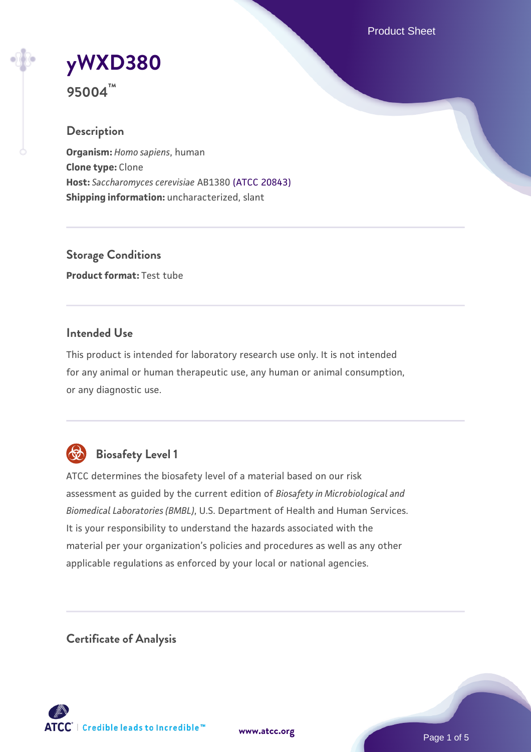# yWXD380

**95004™**

## Description

**Organism:** *Homo sapiens*, human
**Clone type:** Clone
**Host:** *Saccharomyces cerevisiae* AB1380 (ATCC 20843)
**Shipping information:** uncharacterized, slant

## Storage Conditions

**Product format:** Test tube

## Intended Use

This product is intended for laboratory research use only. It is not intended for any animal or human therapeutic use, any human or animal consumption, or any diagnostic use.

## Biosafety Level 1

ATCC determines the biosafety level of a material based on our risk assessment as guided by the current edition of *Biosafety in Microbiological and Biomedical Laboratories (BMBL)*, U.S. Department of Health and Human Services. It is your responsibility to understand the hazards associated with the material per your organization's policies and procedures as well as any other applicable regulations as enforced by your local or national agencies.

## Certificate of Analysis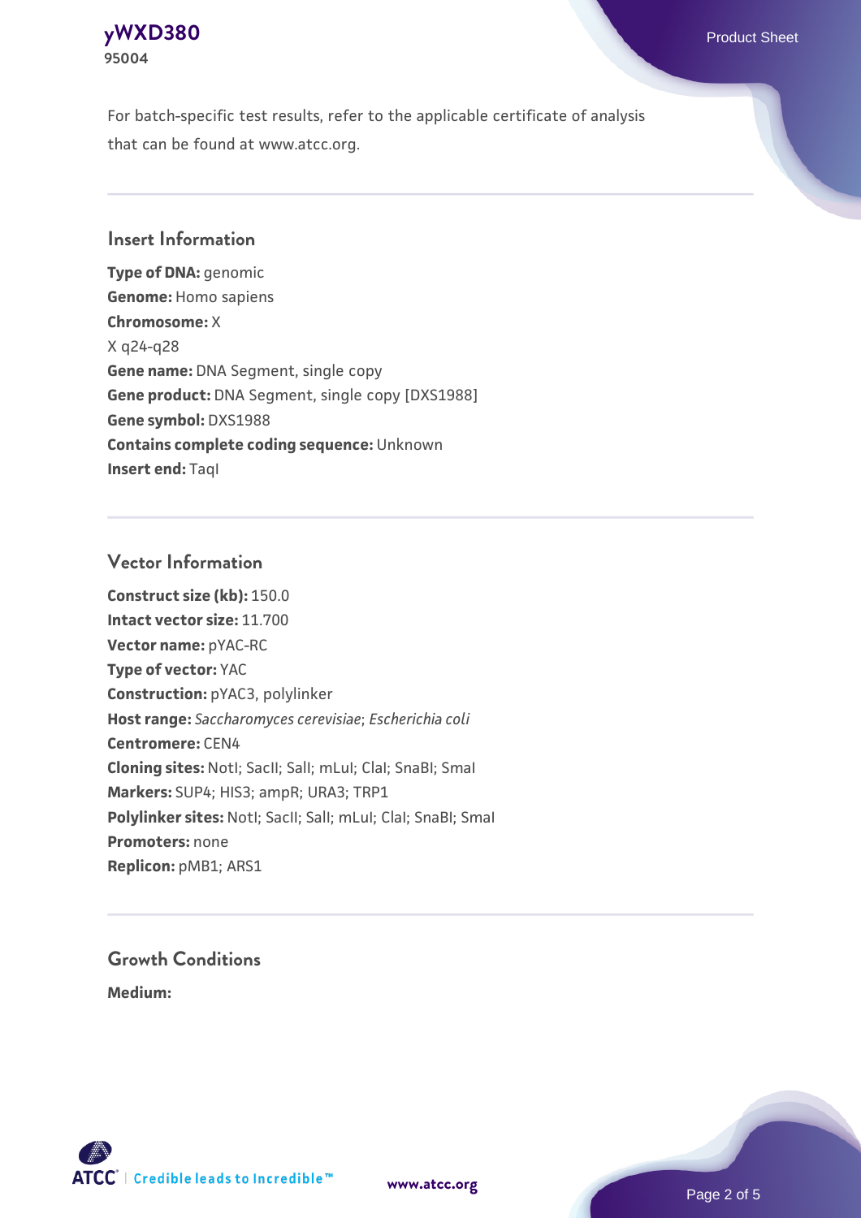For batch-specific test results, refer to the applicable certificate of analysis that can be found at www.atcc.org.

## Insert Information

**Type of DNA:** genomic
**Genome:** Homo sapiens
**Chromosome:** X
X q24-q28
**Gene name:** DNA Segment, single copy
**Gene product:** DNA Segment, single copy [DXS1988]
**Gene symbol:** DXS1988
**Contains complete coding sequence:** Unknown
**Insert end:** TaqI

## Vector Information

**Construct size (kb):** 150.0
**Intact vector size:** 11.700
**Vector name:** pYAC-RC
**Type of vector:** YAC
**Construction:** pYAC3, polylinker
**Host range:** *Saccharomyces cerevisiae*; *Escherichia coli*
**Centromere:** CEN4
**Cloning sites:** NotI; SacII; SalI; mLuI; ClaI; SnaBI; SmaI
**Markers:** SUP4; HIS3; ampR; URA3; TRP1
**Polylinker sites:** NotI; SacII; SalI; mLuI; ClaI; SnaBI; SmaI
**Promoters:** none
**Replicon:** pMB1; ARS1

## Growth Conditions

**Medium:**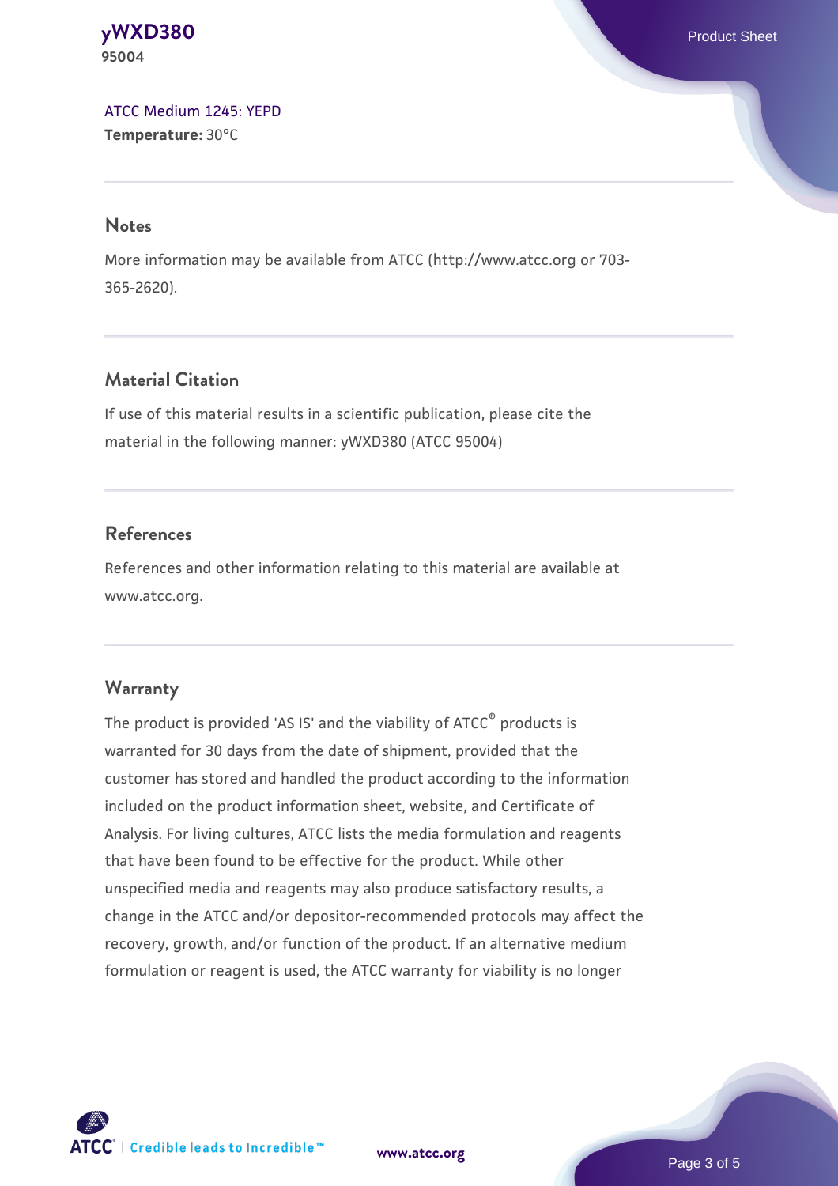ATCC Medium 1245: YEPD
**Temperature:** 30°C

## Notes

More information may be available from ATCC (http://www.atcc.org or 703-365-2620).

## Material Citation

If use of this material results in a scientific publication, please cite the material in the following manner: yWXD380 (ATCC 95004)

## References

References and other information relating to this material are available at www.atcc.org.

## Warranty

The product is provided 'AS IS' and the viability of ATCC® products is warranted for 30 days from the date of shipment, provided that the customer has stored and handled the product according to the information included on the product information sheet, website, and Certificate of Analysis. For living cultures, ATCC lists the media formulation and reagents that have been found to be effective for the product. While other unspecified media and reagents may also produce satisfactory results, a change in the ATCC and/or depositor-recommended protocols may affect the recovery, growth, and/or function of the product. If an alternative medium formulation or reagent is used, the ATCC warranty for viability is no longer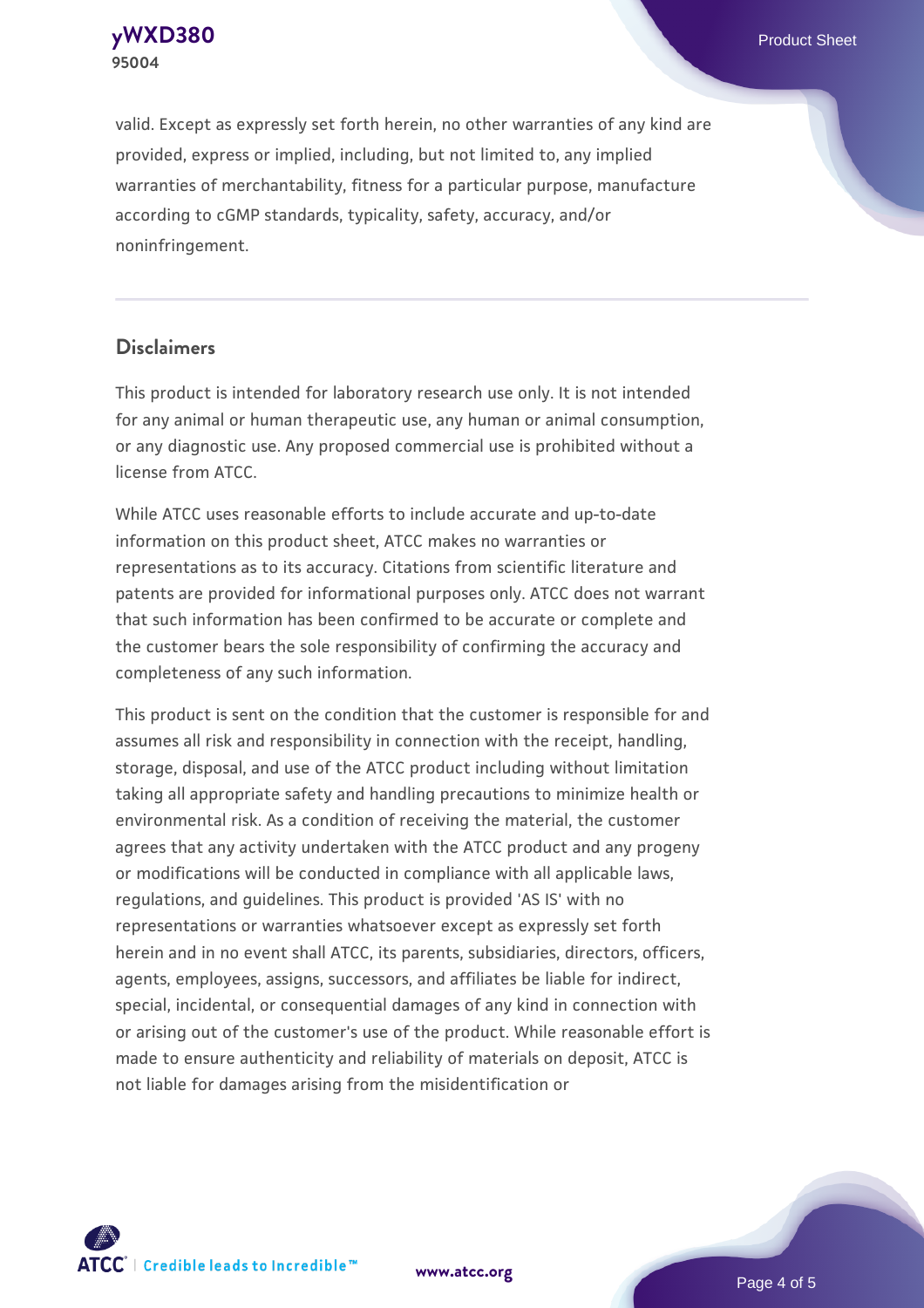valid. Except as expressly set forth herein, no other warranties of any kind are provided, express or implied, including, but not limited to, any implied warranties of merchantability, fitness for a particular purpose, manufacture according to cGMP standards, typicality, safety, accuracy, and/or noninfringement.

## Disclaimers

This product is intended for laboratory research use only. It is not intended for any animal or human therapeutic use, any human or animal consumption, or any diagnostic use. Any proposed commercial use is prohibited without a license from ATCC.

While ATCC uses reasonable efforts to include accurate and up-to-date information on this product sheet, ATCC makes no warranties or representations as to its accuracy. Citations from scientific literature and patents are provided for informational purposes only. ATCC does not warrant that such information has been confirmed to be accurate or complete and the customer bears the sole responsibility of confirming the accuracy and completeness of any such information.

This product is sent on the condition that the customer is responsible for and assumes all risk and responsibility in connection with the receipt, handling, storage, disposal, and use of the ATCC product including without limitation taking all appropriate safety and handling precautions to minimize health or environmental risk. As a condition of receiving the material, the customer agrees that any activity undertaken with the ATCC product and any progeny or modifications will be conducted in compliance with all applicable laws, regulations, and guidelines. This product is provided 'AS IS' with no representations or warranties whatsoever except as expressly set forth herein and in no event shall ATCC, its parents, subsidiaries, directors, officers, agents, employees, assigns, successors, and affiliates be liable for indirect, special, incidental, or consequential damages of any kind in connection with or arising out of the customer's use of the product. While reasonable effort is made to ensure authenticity and reliability of materials on deposit, ATCC is not liable for damages arising from the misidentification or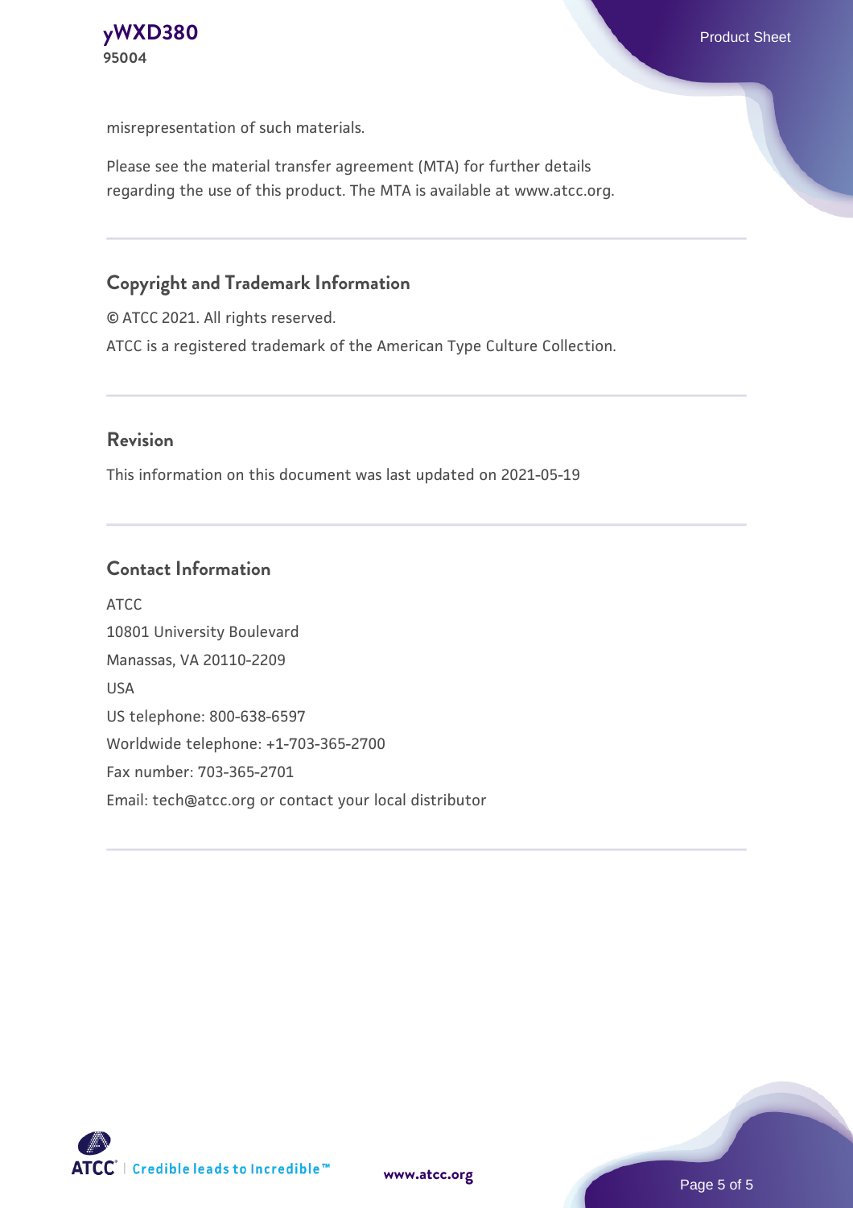misrepresentation of such materials.

Please see the material transfer agreement (MTA) for further details regarding the use of this product. The MTA is available at www.atcc.org.

## Copyright and Trademark Information

© ATCC 2021. All rights reserved.

ATCC is a registered trademark of the American Type Culture Collection.

## Revision

This information on this document was last updated on 2021-05-19

## Contact Information

ATCC
10801 University Boulevard
Manassas, VA 20110-2209
USA
US telephone: 800-638-6597
Worldwide telephone: +1-703-365-2700
Fax number: 703-365-2701
Email: tech@atcc.org or contact your local distributor